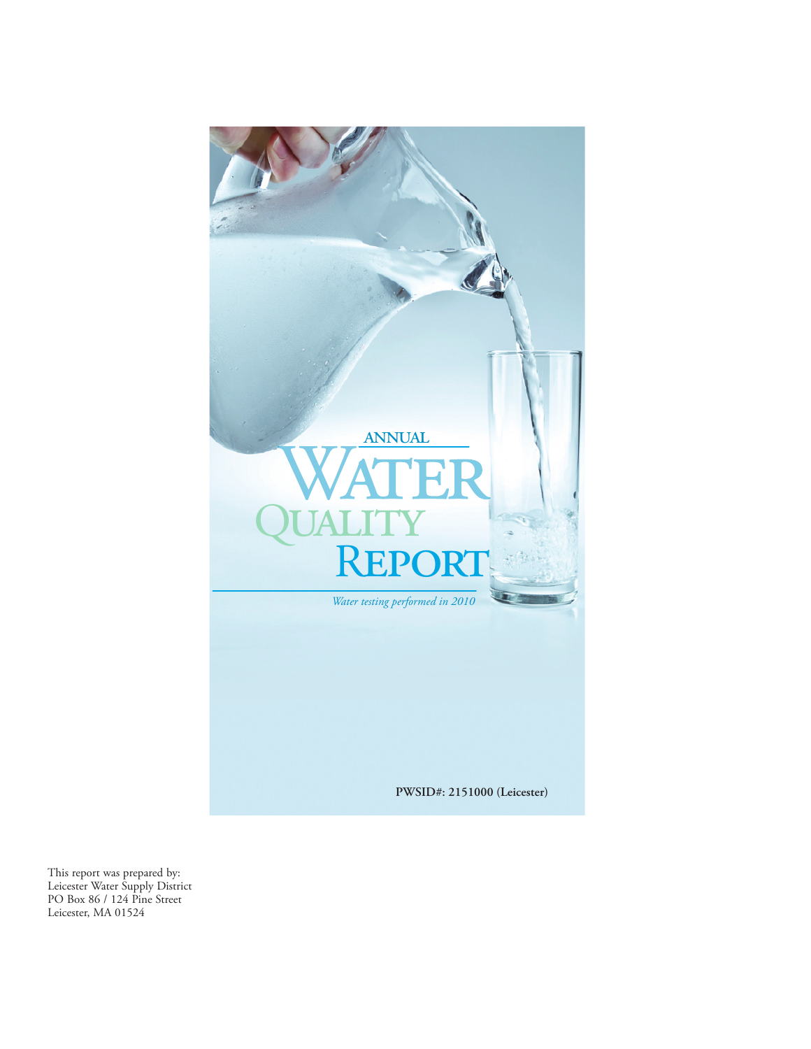# ANNUAL WATER QUALITY REPORT

*Water testing performed in 2010*

**PWSID#: 2151000 (Leicester)**

This report was prepared by:
Leicester Water Supply District
PO Box 86 / 124 Pine Street
Leicester, MA 01524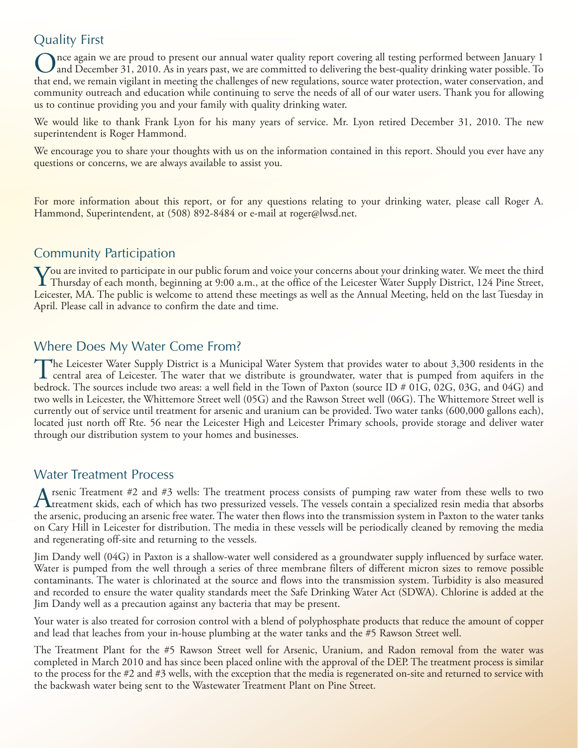## Quality First

Once again we are proud to present our annual water quality report covering all testing performed between January 1 and December 31, 2010. As in years past, we are committed to delivering the best-quality drinking water possible. To that end, we remain vigilant in meeting the challenges of new regulations, source water protection, water conservation, and community outreach and education while continuing to serve the needs of all of our water users. Thank you for allowing us to continue providing you and your family with quality drinking water.

We would like to thank Frank Lyon for his many years of service. Mr. Lyon retired December 31, 2010. The new superintendent is Roger Hammond.

We encourage you to share your thoughts with us on the information contained in this report. Should you ever have any questions or concerns, we are always available to assist you.

For more information about this report, or for any questions relating to your drinking water, please call Roger A. Hammond, Superintendent, at (508) 892-8484 or e-mail at roger@lwsd.net.

## Community Participation

You are invited to participate in our public forum and voice your concerns about your drinking water. We meet the third Thursday of each month, beginning at 9:00 a.m., at the office of the Leicester Water Supply District, 124 Pine Street, Leicester, MA. The public is welcome to attend these meetings as well as the Annual Meeting, held on the last Tuesday in April. Please call in advance to confirm the date and time.

## Where Does My Water Come From?

The Leicester Water Supply District is a Municipal Water System that provides water to about 3,300 residents in the central area of Leicester. The water that we distribute is groundwater, water that is pumped from aquifers in the bedrock. The sources include two areas: a well field in the Town of Paxton (source ID # 01G, 02G, 03G, and 04G) and two wells in Leicester, the Whittemore Street well (05G) and the Rawson Street well (06G). The Whittemore Street well is currently out of service until treatment for arsenic and uranium can be provided. Two water tanks (600,000 gallons each), located just north off Rte. 56 near the Leicester High and Leicester Primary schools, provide storage and deliver water through our distribution system to your homes and businesses.

## Water Treatment Process

Arsenic Treatment #2 and #3 wells: The treatment process consists of pumping raw water from these wells to two treatment skids, each of which has two pressurized vessels. The vessels contain a specialized resin media that absorbs the arsenic, producing an arsenic free water. The water then flows into the transmission system in Paxton to the water tanks on Cary Hill in Leicester for distribution. The media in these vessels will be periodically cleaned by removing the media and regenerating off-site and returning to the vessels.

Jim Dandy well (04G) in Paxton is a shallow-water well considered as a groundwater supply influenced by surface water. Water is pumped from the well through a series of three membrane filters of different micron sizes to remove possible contaminants. The water is chlorinated at the source and flows into the transmission system. Turbidity is also measured and recorded to ensure the water quality standards meet the Safe Drinking Water Act (SDWA). Chlorine is added at the Jim Dandy well as a precaution against any bacteria that may be present.

Your water is also treated for corrosion control with a blend of polyphosphate products that reduce the amount of copper and lead that leaches from your in-house plumbing at the water tanks and the #5 Rawson Street well.

The Treatment Plant for the #5 Rawson Street well for Arsenic, Uranium, and Radon removal from the water was completed in March 2010 and has since been placed online with the approval of the DEP. The treatment process is similar to the process for the #2 and #3 wells, with the exception that the media is regenerated on-site and returned to service with the backwash water being sent to the Wastewater Treatment Plant on Pine Street.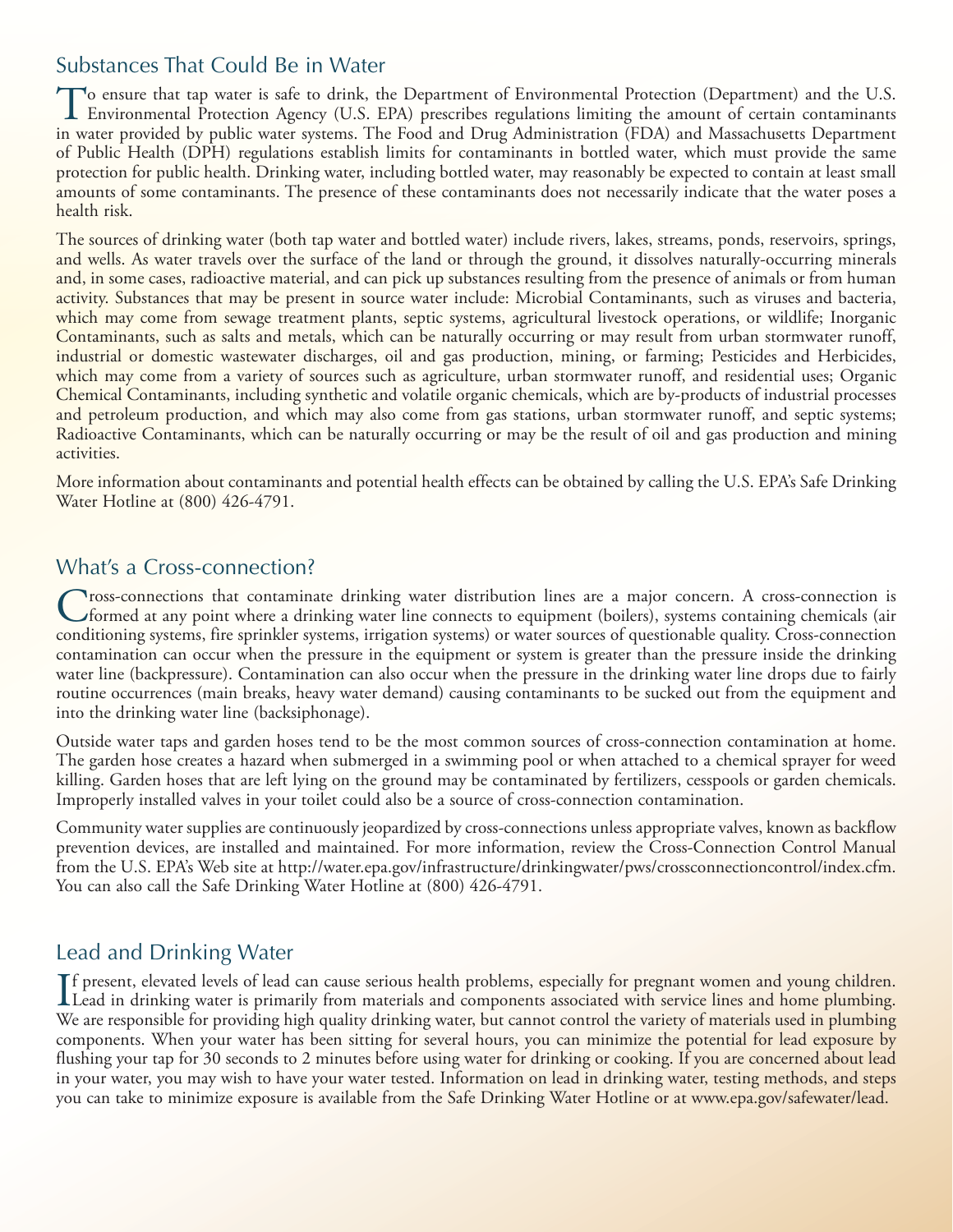## Substances That Could Be in Water

To ensure that tap water is safe to drink, the Department of Environmental Protection (Department) and the U.S. Environmental Protection Agency (U.S. EPA) prescribes regulations limiting the amount of certain contaminants in water provided by public water systems. The Food and Drug Administration (FDA) and Massachusetts Department of Public Health (DPH) regulations establish limits for contaminants in bottled water, which must provide the same protection for public health. Drinking water, including bottled water, may reasonably be expected to contain at least small amounts of some contaminants. The presence of these contaminants does not necessarily indicate that the water poses a health risk.

The sources of drinking water (both tap water and bottled water) include rivers, lakes, streams, ponds, reservoirs, springs, and wells. As water travels over the surface of the land or through the ground, it dissolves naturally-occurring minerals and, in some cases, radioactive material, and can pick up substances resulting from the presence of animals or from human activity. Substances that may be present in source water include: Microbial Contaminants, such as viruses and bacteria, which may come from sewage treatment plants, septic systems, agricultural livestock operations, or wildlife; Inorganic Contaminants, such as salts and metals, which can be naturally occurring or may result from urban stormwater runoff, industrial or domestic wastewater discharges, oil and gas production, mining, or farming; Pesticides and Herbicides, which may come from a variety of sources such as agriculture, urban stormwater runoff, and residential uses; Organic Chemical Contaminants, including synthetic and volatile organic chemicals, which are by-products of industrial processes and petroleum production, and which may also come from gas stations, urban stormwater runoff, and septic systems; Radioactive Contaminants, which can be naturally occurring or may be the result of oil and gas production and mining activities.

More information about contaminants and potential health effects can be obtained by calling the U.S. EPA's Safe Drinking Water Hotline at (800) 426-4791.

## What's a Cross-connection?

Cross-connections that contaminate drinking water distribution lines are a major concern. A cross-connection is formed at any point where a drinking water line connects to equipment (boilers), systems containing chemicals (air conditioning systems, fire sprinkler systems, irrigation systems) or water sources of questionable quality. Cross-connection contamination can occur when the pressure in the equipment or system is greater than the pressure inside the drinking water line (backpressure). Contamination can also occur when the pressure in the drinking water line drops due to fairly routine occurrences (main breaks, heavy water demand) causing contaminants to be sucked out from the equipment and into the drinking water line (backsiphonage).

Outside water taps and garden hoses tend to be the most common sources of cross-connection contamination at home. The garden hose creates a hazard when submerged in a swimming pool or when attached to a chemical sprayer for weed killing. Garden hoses that are left lying on the ground may be contaminated by fertilizers, cesspools or garden chemicals. Improperly installed valves in your toilet could also be a source of cross-connection contamination.

Community water supplies are continuously jeopardized by cross-connections unless appropriate valves, known as backflow prevention devices, are installed and maintained. For more information, review the Cross-Connection Control Manual from the U.S. EPA's Web site at http://water.epa.gov/infrastructure/drinkingwater/pws/crossconnectioncontrol/index.cfm. You can also call the Safe Drinking Water Hotline at (800) 426-4791.

## Lead and Drinking Water

If present, elevated levels of lead can cause serious health problems, especially for pregnant women and young children. Lead in drinking water is primarily from materials and components associated with service lines and home plumbing. We are responsible for providing high quality drinking water, but cannot control the variety of materials used in plumbing components. When your water has been sitting for several hours, you can minimize the potential for lead exposure by flushing your tap for 30 seconds to 2 minutes before using water for drinking or cooking. If you are concerned about lead in your water, you may wish to have your water tested. Information on lead in drinking water, testing methods, and steps you can take to minimize exposure is available from the Safe Drinking Water Hotline or at www.epa.gov/safewater/lead.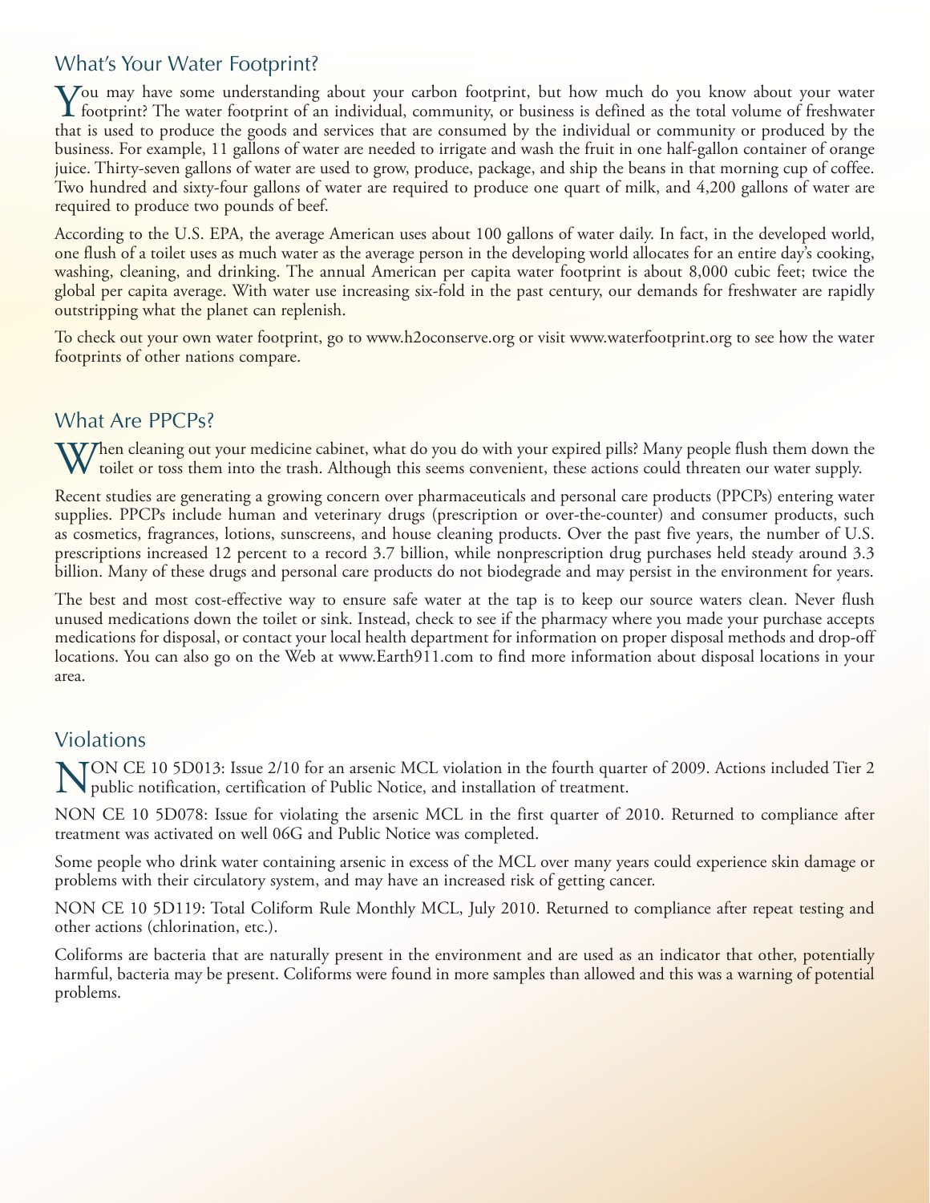## What's Your Water Footprint?

You may have some understanding about your carbon footprint, but how much do you know about your water footprint? The water footprint of an individual, community, or business is defined as the total volume of freshwater that is used to produce the goods and services that are consumed by the individual or community or produced by the business. For example, 11 gallons of water are needed to irrigate and wash the fruit in one half-gallon container of orange juice. Thirty-seven gallons of water are used to grow, produce, package, and ship the beans in that morning cup of coffee. Two hundred and sixty-four gallons of water are required to produce one quart of milk, and 4,200 gallons of water are required to produce two pounds of beef.

According to the U.S. EPA, the average American uses about 100 gallons of water daily. In fact, in the developed world, one flush of a toilet uses as much water as the average person in the developing world allocates for an entire day's cooking, washing, cleaning, and drinking. The annual American per capita water footprint is about 8,000 cubic feet; twice the global per capita average. With water use increasing six-fold in the past century, our demands for freshwater are rapidly outstripping what the planet can replenish.

To check out your own water footprint, go to www.h2oconserve.org or visit www.waterfootprint.org to see how the water footprints of other nations compare.

## What Are PPCPs?

When cleaning out your medicine cabinet, what do you do with your expired pills? Many people flush them down the toilet or toss them into the trash. Although this seems convenient, these actions could threaten our water supply.

Recent studies are generating a growing concern over pharmaceuticals and personal care products (PPCPs) entering water supplies. PPCPs include human and veterinary drugs (prescription or over-the-counter) and consumer products, such as cosmetics, fragrances, lotions, sunscreens, and house cleaning products. Over the past five years, the number of U.S. prescriptions increased 12 percent to a record 3.7 billion, while nonprescription drug purchases held steady around 3.3 billion. Many of these drugs and personal care products do not biodegrade and may persist in the environment for years.

The best and most cost-effective way to ensure safe water at the tap is to keep our source waters clean. Never flush unused medications down the toilet or sink. Instead, check to see if the pharmacy where you made your purchase accepts medications for disposal, or contact your local health department for information on proper disposal methods and drop-off locations. You can also go on the Web at www.Earth911.com to find more information about disposal locations in your area.

## Violations

NON CE 10 5D013: Issue 2/10 for an arsenic MCL violation in the fourth quarter of 2009. Actions included Tier 2 public notification, certification of Public Notice, and installation of treatment.

NON CE 10 5D078: Issue for violating the arsenic MCL in the first quarter of 2010. Returned to compliance after treatment was activated on well 06G and Public Notice was completed.

Some people who drink water containing arsenic in excess of the MCL over many years could experience skin damage or problems with their circulatory system, and may have an increased risk of getting cancer.

NON CE 10 5D119: Total Coliform Rule Monthly MCL, July 2010. Returned to compliance after repeat testing and other actions (chlorination, etc.).

Coliforms are bacteria that are naturally present in the environment and are used as an indicator that other, potentially harmful, bacteria may be present. Coliforms were found in more samples than allowed and this was a warning of potential problems.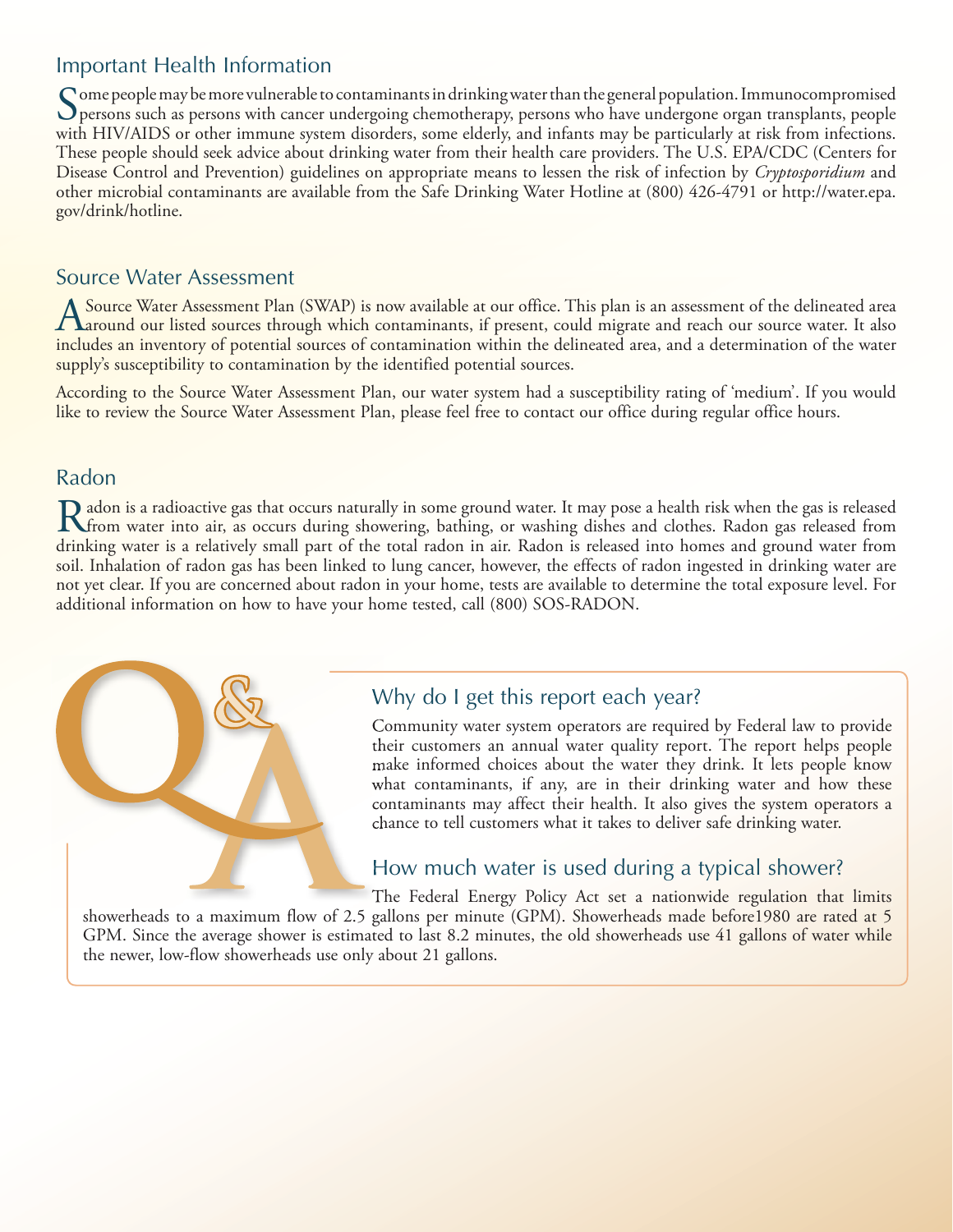## Important Health Information

Some people may be more vulnerable to contaminants in drinking water than the general population. Immunocompromised persons such as persons with cancer undergoing chemotherapy, persons who have undergone organ transplants, people with HIV/AIDS or other immune system disorders, some elderly, and infants may be particularly at risk from infections. These people should seek advice about drinking water from their health care providers. The U.S. EPA/CDC (Centers for Disease Control and Prevention) guidelines on appropriate means to lessen the risk of infection by *Cryptosporidium* and other microbial contaminants are available from the Safe Drinking Water Hotline at (800) 426-4791 or http://water.epa.gov/drink/hotline.

## Source Water Assessment

A Source Water Assessment Plan (SWAP) is now available at our office. This plan is an assessment of the delineated area around our listed sources through which contaminants, if present, could migrate and reach our source water. It also includes an inventory of potential sources of contamination within the delineated area, and a determination of the water supply's susceptibility to contamination by the identified potential sources.

According to the Source Water Assessment Plan, our water system had a susceptibility rating of 'medium'. If you would like to review the Source Water Assessment Plan, please feel free to contact our office during regular office hours.

## Radon

Radon is a radioactive gas that occurs naturally in some ground water. It may pose a health risk when the gas is released from water into air, as occurs during showering, bathing, or washing dishes and clothes. Radon gas released from drinking water is a relatively small part of the total radon in air. Radon is released into homes and ground water from soil. Inhalation of radon gas has been linked to lung cancer, however, the effects of radon ingested in drinking water are not yet clear. If you are concerned about radon in your home, tests are available to determine the total exposure level. For additional information on how to have your home tested, call (800) SOS-RADON.

## Q&A

### Why do I get this report each year?

Community water system operators are required by Federal law to provide their customers an annual water quality report. The report helps people make informed choices about the water they drink. It lets people know what contaminants, if any, are in their drinking water and how these contaminants may affect their health. It also gives the system operators a chance to tell customers what it takes to deliver safe drinking water.

### How much water is used during a typical shower?

The Federal Energy Policy Act set a nationwide regulation that limits showerheads to a maximum flow of 2.5 gallons per minute (GPM). Showerheads made before1980 are rated at 5 GPM. Since the average shower is estimated to last 8.2 minutes, the old showerheads use 41 gallons of water while the newer, low-flow showerheads use only about 21 gallons.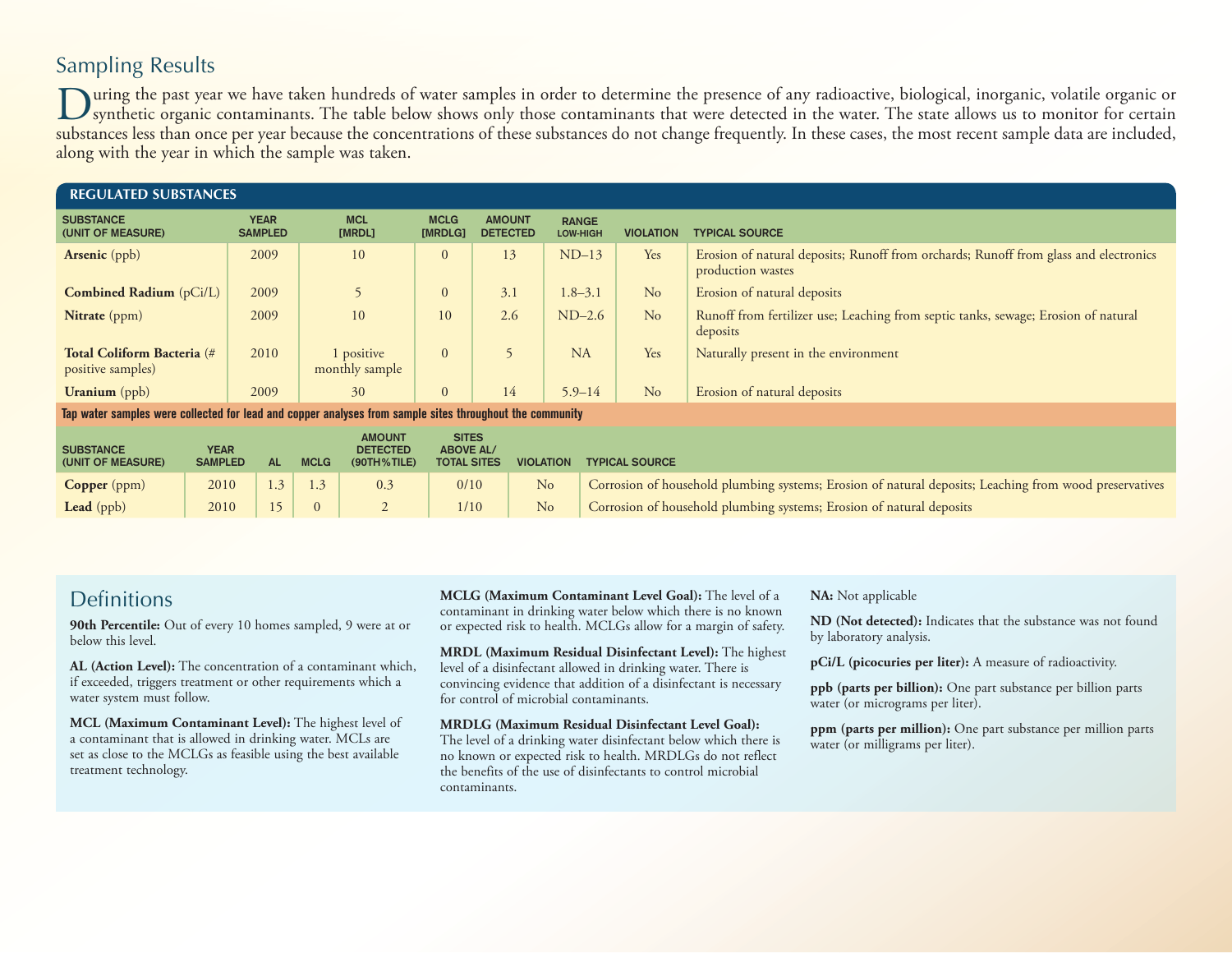## Sampling Results

During the past year we have taken hundreds of water samples in order to determine the presence of any radioactive, biological, inorganic, volatile organic or synthetic organic contaminants. The table below shows only those contaminants that were detected in the water. The state allows us to monitor for certain substances less than once per year because the concentrations of these substances do not change frequently. In these cases, the most recent sample data are included, along with the year in which the sample was taken.

**REGULATED SUBSTANCES**

| SUBSTANCE (UNIT OF MEASURE) | YEAR SAMPLED | MCL [MRDL] | MCLG [MRDLG] | AMOUNT DETECTED | RANGE LOW-HIGH | VIOLATION | TYPICAL SOURCE |
|---|---|---|---|---|---|---|---|
| **Arsenic** (ppb) | 2009 | 10 | 0 | 13 | ND–13 | Yes | Erosion of natural deposits; Runoff from orchards; Runoff from glass and electronics production wastes |
| **Combined Radium** (pCi/L) | 2009 | 5 | 0 | 3.1 | 1.8–3.1 | No | Erosion of natural deposits |
| **Nitrate** (ppm) | 2009 | 10 | 10 | 2.6 | ND–2.6 | No | Runoff from fertilizer use; Leaching from septic tanks, sewage; Erosion of natural deposits |
| **Total Coliform Bacteria** (# positive samples) | 2010 | 1 positive monthly sample | 0 | 5 | NA | Yes | Naturally present in the environment |
| **Uranium** (ppb) | 2009 | 30 | 0 | 14 | 5.9–14 | No | Erosion of natural deposits |

**Tap water samples were collected for lead and copper analyses from sample sites throughout the community**

| SUBSTANCE (UNIT OF MEASURE) | YEAR SAMPLED | AL | MCLG | AMOUNT DETECTED (90TH%TILE) | SITES ABOVE AL/ TOTAL SITES | VIOLATION | TYPICAL SOURCE |
|---|---|---|---|---|---|---|---|
| **Copper** (ppm) | 2010 | 1.3 | 1.3 | 0.3 | 0/10 | No | Corrosion of household plumbing systems; Erosion of natural deposits; Leaching from wood preservatives |
| **Lead** (ppb) | 2010 | 15 | 0 | 2 | 1/10 | No | Corrosion of household plumbing systems; Erosion of natural deposits |

## Definitions

**90th Percentile:** Out of every 10 homes sampled, 9 were at or below this level.

**AL (Action Level):** The concentration of a contaminant which, if exceeded, triggers treatment or other requirements which a water system must follow.

**MCL (Maximum Contaminant Level):** The highest level of a contaminant that is allowed in drinking water. MCLs are set as close to the MCLGs as feasible using the best available treatment technology.

**MCLG (Maximum Contaminant Level Goal):** The level of a contaminant in drinking water below which there is no known or expected risk to health. MCLGs allow for a margin of safety.

**MRDL (Maximum Residual Disinfectant Level):** The highest level of a disinfectant allowed in drinking water. There is convincing evidence that addition of a disinfectant is necessary for control of microbial contaminants.

**MRDLG (Maximum Residual Disinfectant Level Goal):** The level of a drinking water disinfectant below which there is no known or expected risk to health. MRDLGs do not reflect the benefits of the use of disinfectants to control microbial contaminants.

**NA:** Not applicable

**ND (Not detected):** Indicates that the substance was not found by laboratory analysis.

**pCi/L (picocuries per liter):** A measure of radioactivity.

**ppb (parts per billion):** One part substance per billion parts water (or micrograms per liter).

**ppm (parts per million):** One part substance per million parts water (or milligrams per liter).